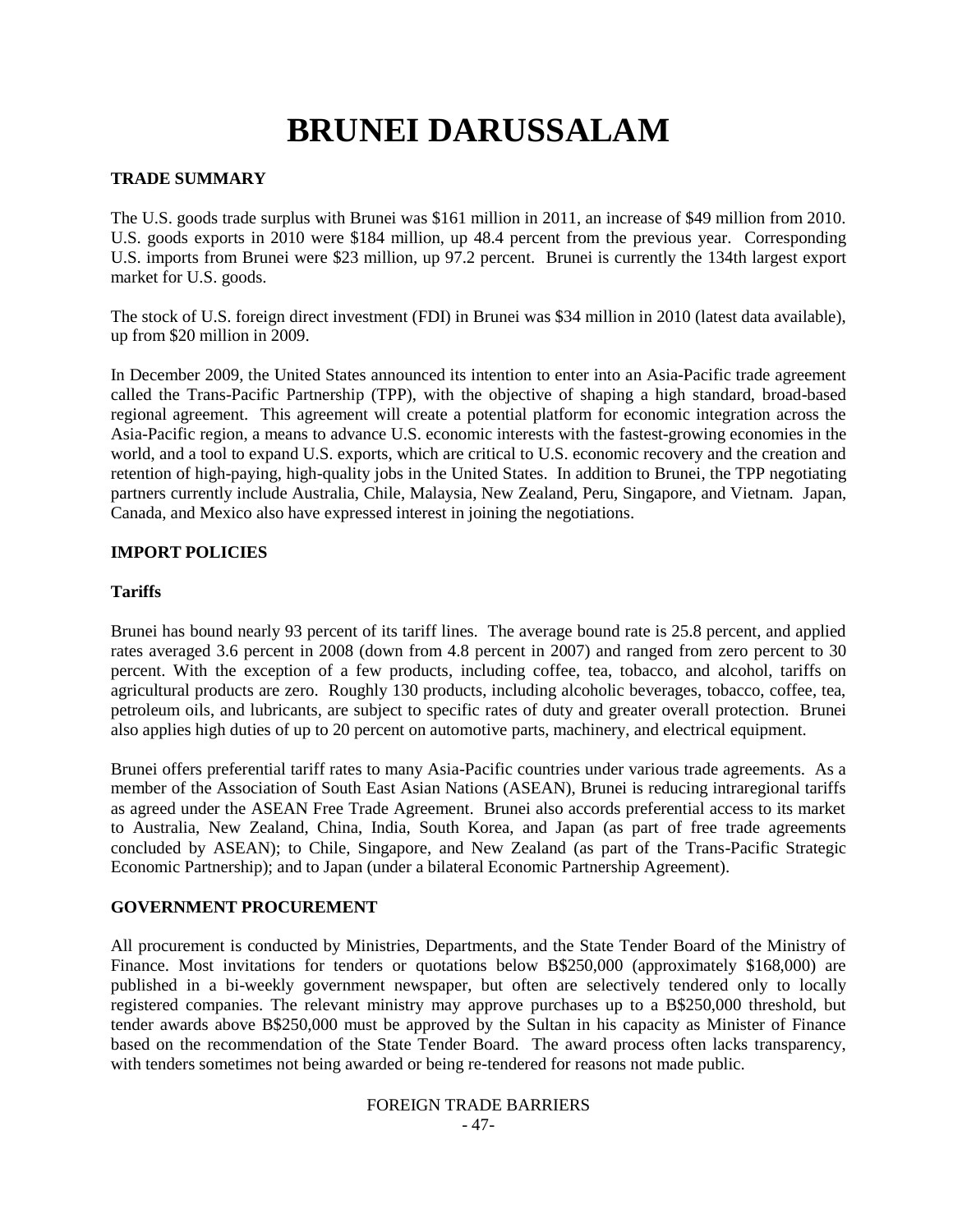# BRUNEI DARUSSALAM

## TRADE SUMMARY

The U.S. goods trade surplus with Brunei was $161 million in 2011, an increase of $49 million from 2010. U.S. goods exports in 2010 were $184 million, up 48.4 percent from the previous year. Corresponding U.S. imports from Brunei were $23 million, up 97.2 percent. Brunei is currently the 134th largest export market for U.S. goods.

The stock of U.S. foreign direct investment (FDI) in Brunei was $34 million in 2010 (latest data available), up from $20 million in 2009.

In December 2009, the United States announced its intention to enter into an Asia-Pacific trade agreement called the Trans-Pacific Partnership (TPP), with the objective of shaping a high standard, broad-based regional agreement. This agreement will create a potential platform for economic integration across the Asia-Pacific region, a means to advance U.S. economic interests with the fastest-growing economies in the world, and a tool to expand U.S. exports, which are critical to U.S. economic recovery and the creation and retention of high-paying, high-quality jobs in the United States. In addition to Brunei, the TPP negotiating partners currently include Australia, Chile, Malaysia, New Zealand, Peru, Singapore, and Vietnam. Japan, Canada, and Mexico also have expressed interest in joining the negotiations.

## IMPORT POLICIES

### Tariffs

Brunei has bound nearly 93 percent of its tariff lines. The average bound rate is 25.8 percent, and applied rates averaged 3.6 percent in 2008 (down from 4.8 percent in 2007) and ranged from zero percent to 30 percent. With the exception of a few products, including coffee, tea, tobacco, and alcohol, tariffs on agricultural products are zero. Roughly 130 products, including alcoholic beverages, tobacco, coffee, tea, petroleum oils, and lubricants, are subject to specific rates of duty and greater overall protection. Brunei also applies high duties of up to 20 percent on automotive parts, machinery, and electrical equipment.

Brunei offers preferential tariff rates to many Asia-Pacific countries under various trade agreements. As a member of the Association of South East Asian Nations (ASEAN), Brunei is reducing intraregional tariffs as agreed under the ASEAN Free Trade Agreement. Brunei also accords preferential access to its market to Australia, New Zealand, China, India, South Korea, and Japan (as part of free trade agreements concluded by ASEAN); to Chile, Singapore, and New Zealand (as part of the Trans-Pacific Strategic Economic Partnership); and to Japan (under a bilateral Economic Partnership Agreement).

## GOVERNMENT PROCUREMENT

All procurement is conducted by Ministries, Departments, and the State Tender Board of the Ministry of Finance. Most invitations for tenders or quotations below B$250,000 (approximately $168,000) are published in a bi-weekly government newspaper, but often are selectively tendered only to locally registered companies. The relevant ministry may approve purchases up to a B$250,000 threshold, but tender awards above B$250,000 must be approved by the Sultan in his capacity as Minister of Finance based on the recommendation of the State Tender Board. The award process often lacks transparency, with tenders sometimes not being awarded or being re-tendered for reasons not made public.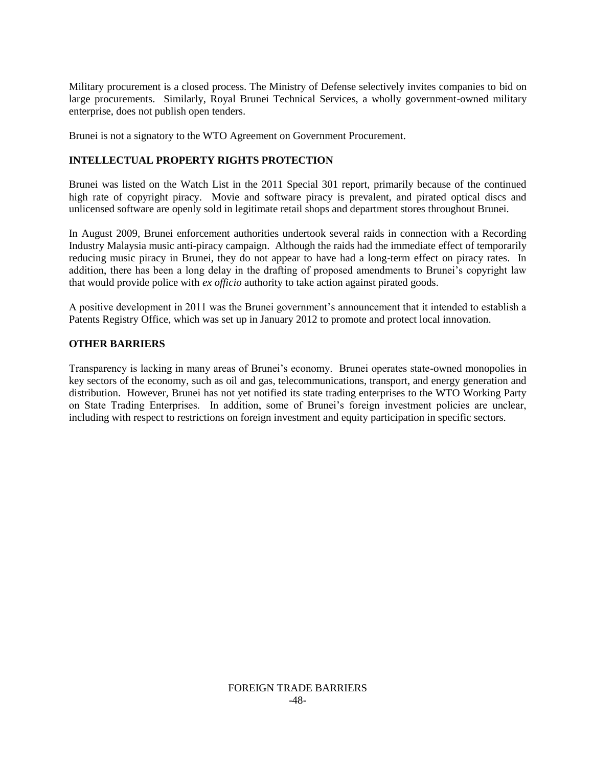Military procurement is a closed process. The Ministry of Defense selectively invites companies to bid on large procurements. Similarly, Royal Brunei Technical Services, a wholly government-owned military enterprise, does not publish open tenders.

Brunei is not a signatory to the WTO Agreement on Government Procurement.

## INTELLECTUAL PROPERTY RIGHTS PROTECTION

Brunei was listed on the Watch List in the 2011 Special 301 report, primarily because of the continued high rate of copyright piracy. Movie and software piracy is prevalent, and pirated optical discs and unlicensed software are openly sold in legitimate retail shops and department stores throughout Brunei.

In August 2009, Brunei enforcement authorities undertook several raids in connection with a Recording Industry Malaysia music anti-piracy campaign. Although the raids had the immediate effect of temporarily reducing music piracy in Brunei, they do not appear to have had a long-term effect on piracy rates. In addition, there has been a long delay in the drafting of proposed amendments to Brunei's copyright law that would provide police with *ex officio* authority to take action against pirated goods.

A positive development in 2011 was the Brunei government's announcement that it intended to establish a Patents Registry Office, which was set up in January 2012 to promote and protect local innovation.

## OTHER BARRIERS

Transparency is lacking in many areas of Brunei's economy. Brunei operates state-owned monopolies in key sectors of the economy, such as oil and gas, telecommunications, transport, and energy generation and distribution. However, Brunei has not yet notified its state trading enterprises to the WTO Working Party on State Trading Enterprises. In addition, some of Brunei's foreign investment policies are unclear, including with respect to restrictions on foreign investment and equity participation in specific sectors.